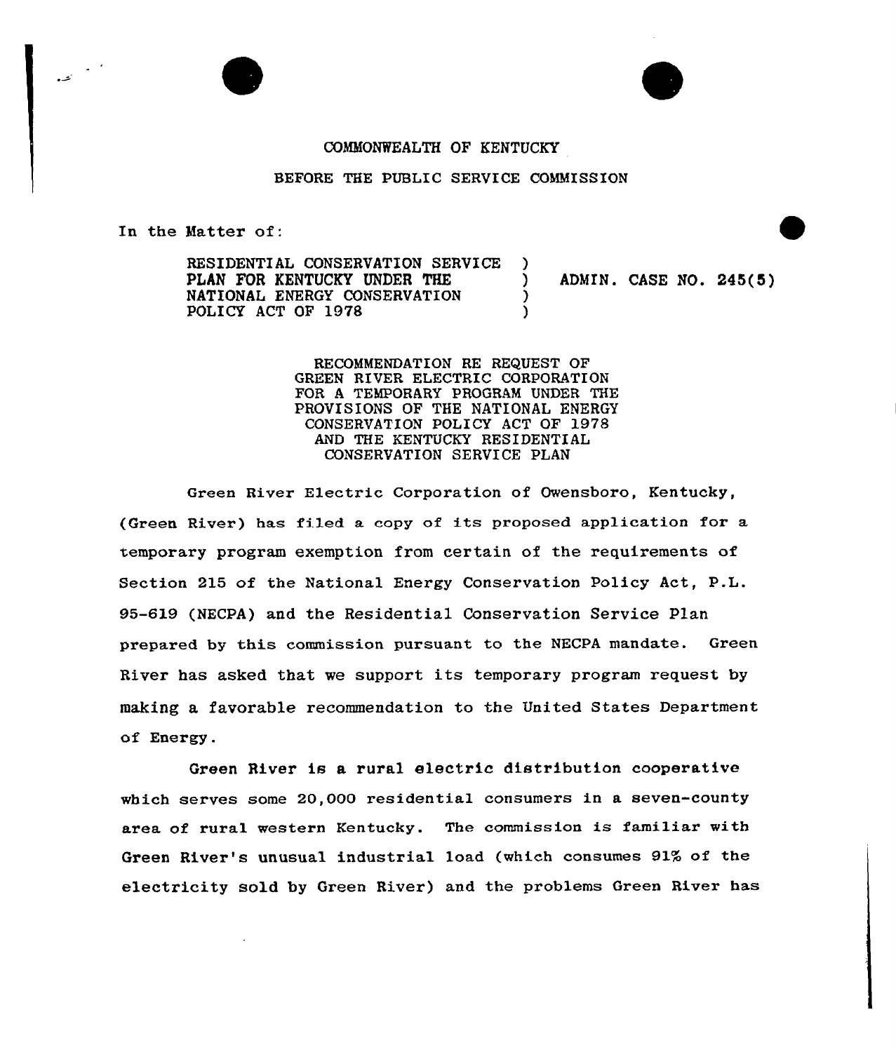COMMONWEALTH OF KENTUCKY

BEFORE THE PUBLIC SERVICE COMMISSION

In the Matter of:

RESIDENTIAL CONSERVATION SERVICE PLAN FOR KENTUCKY UNDER THE NATIONAL ENERGY CONSERVATION POLICY ACT OF 1978 ) ADMIN. CASE NO. 245(5)

RECOMMENDATION RE REQUEST OF GREEN RIVER ELECTRIC CORPORATION FOR A TEMPORARY PROGRAM UNDER THE PROVISIONS OF THE NATIONAL ENERGY CONSERVATION POLICY ACT OF 1978 AND THE KENTUCKY RESIDENTIAL CONSERVATION SERVICE PLAN

Green River Electric Corporation of Owensboro, Kentucky, (Green River) has filed a copy of its proposed application for a temporary program exemption from certain of the requirements of Section 215 of the National Energy Conservation Policy Act, P.L. 95-619 (NECPA) and the Residential Conservation Service Plan prepared by this commission pursuant to the NECPA mandate. Green River has asked that we support its temporary program request by making a favorable recommendation to the United States Department of Energy.

Green River is a rural electric distribution cooperative which serves some 20,000 residential consumers in a seven-county area of rural western Kentucky. The commission is familiar with Green River's unusual industrial load (which consumes 91% of the electricity sold by Green River) and the problems Green River has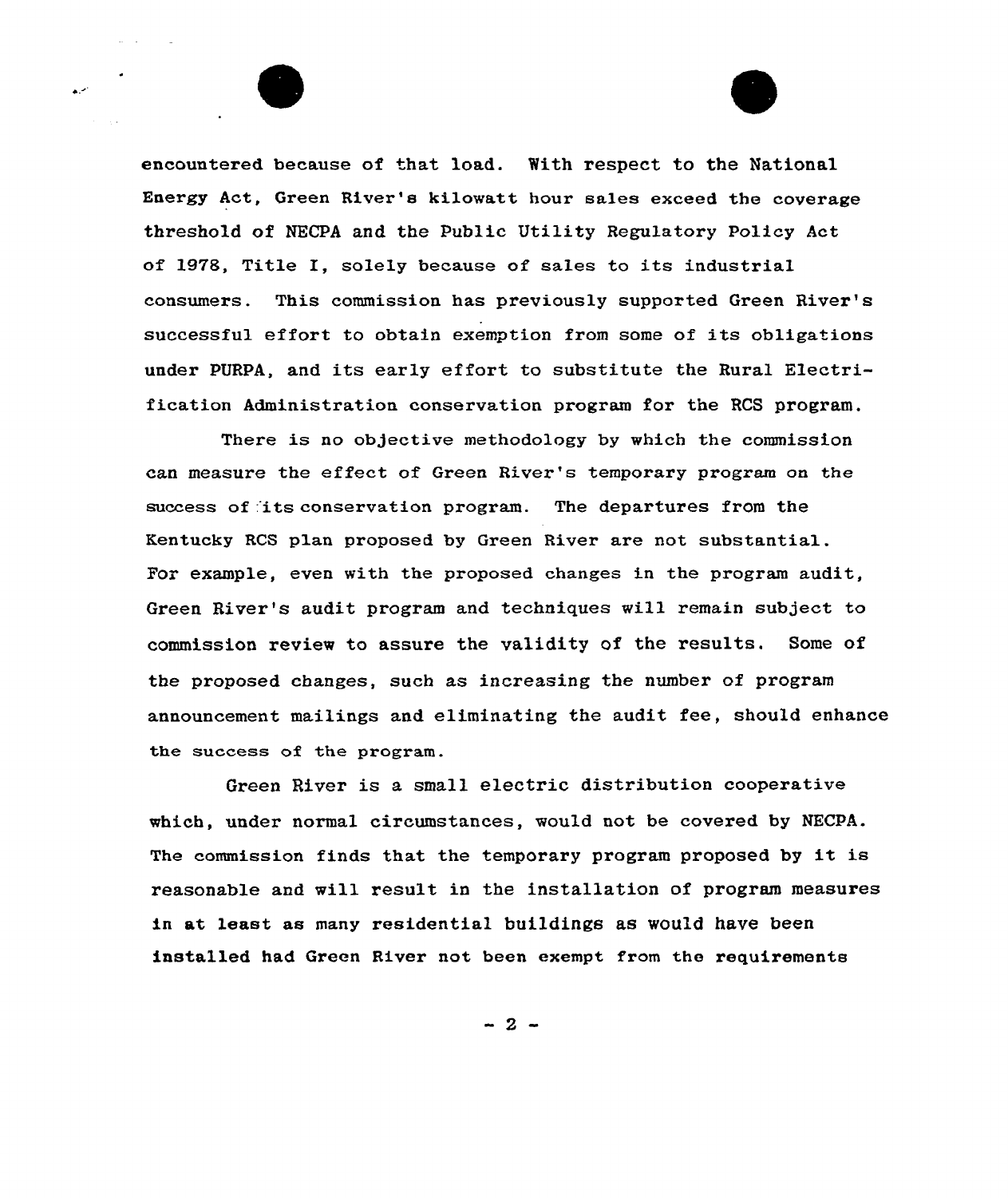encountered because of that load. With respect to the National Energy Act, Green River's kilowatt hour sales exceed the coverage threshold of NECPA and the Public Utility Regulatory Policy Act of 1978, Title I, solely because of sales to its industrial consumers. This commission has previously supported Green River's successful effort to obtain exemption from some of its obligations under PURPA, and its early effort to substitute the Rural Electrification Administration conservation program for the RCS program.

There is no objective methodology by which the commission can measure the effect of Green River's temporary program on the success of its conservation program. The departures from the Kentucky RCS plan proposed by Green River are not substantial. For example, even with the proposed changes in the program audit, Green River's audit program and techniques will remain subject to commission review to assure the validity of the results. Some of the proposed changes, such as increasing the number of program announcement mailings and eliminating the audit fee, should enhance the success of the program.

Green River is a small electric distribution cooperative which, under normal circumstances, would not be covered by NECPA. The commission finds that the temporary program proposed by it is reasonable and will result in the installation of program measures in at least as many residential buildings as would have been installed had Green River not been exempt from the requirements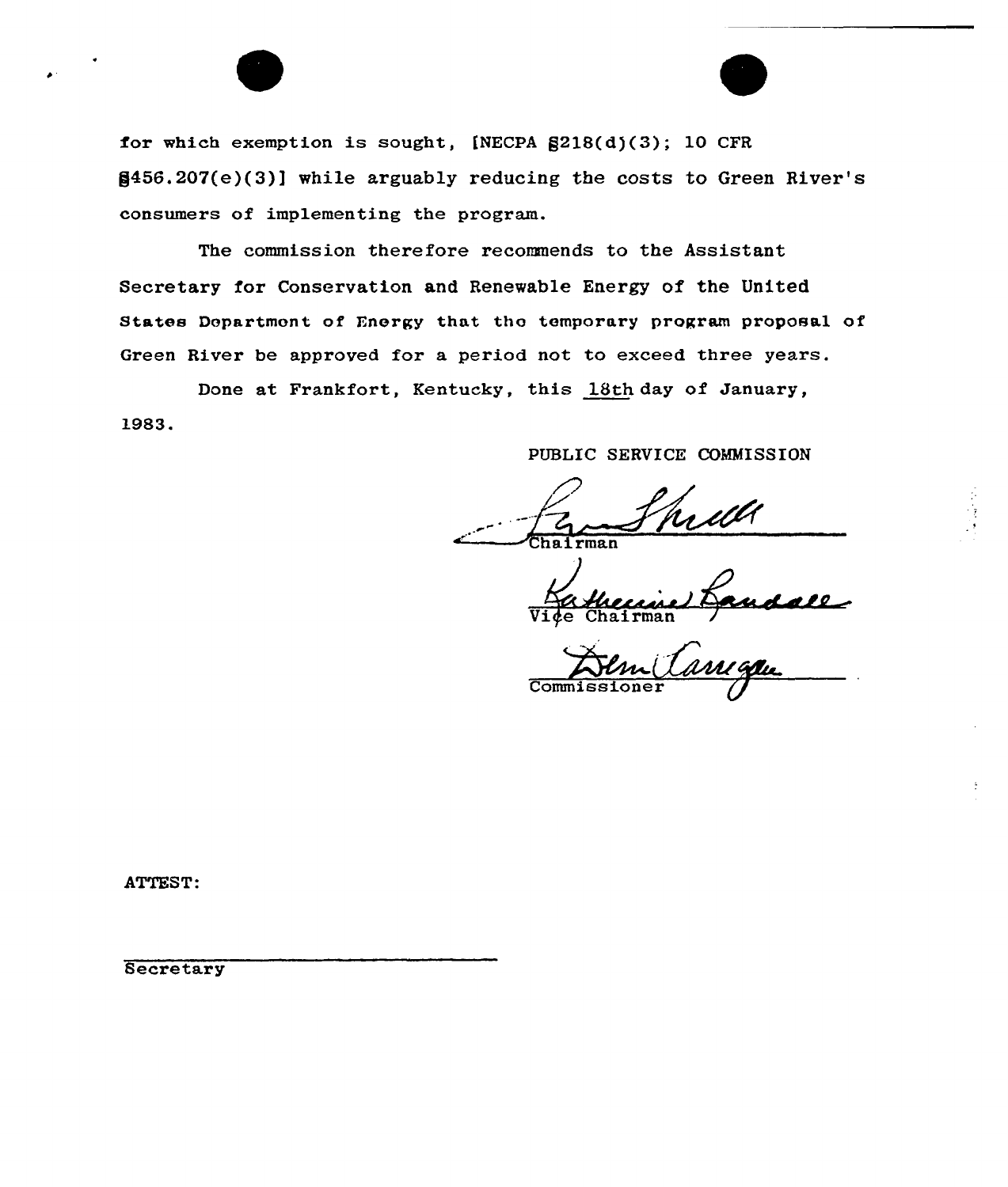for which exemption is sought, [NECPA §218(d)(3); 10 CFR §456.207(e)(3)] while arguably reducing the costs to Green River's consumers of implementing the program.

The commission therefore recommends to the Assistant Secretary for Conservation and Renewable Energy of the United States Department of Energy that the temporary program proposal of Green River be approved for a period not to exceed three years.

Done at Frankfort, Kentucky, this 18th day of January, 1983.

PUBLIC SERVICE COMMISSION

Chairman

Vice Chairman

Commissioner

ATTEST:

Secretary